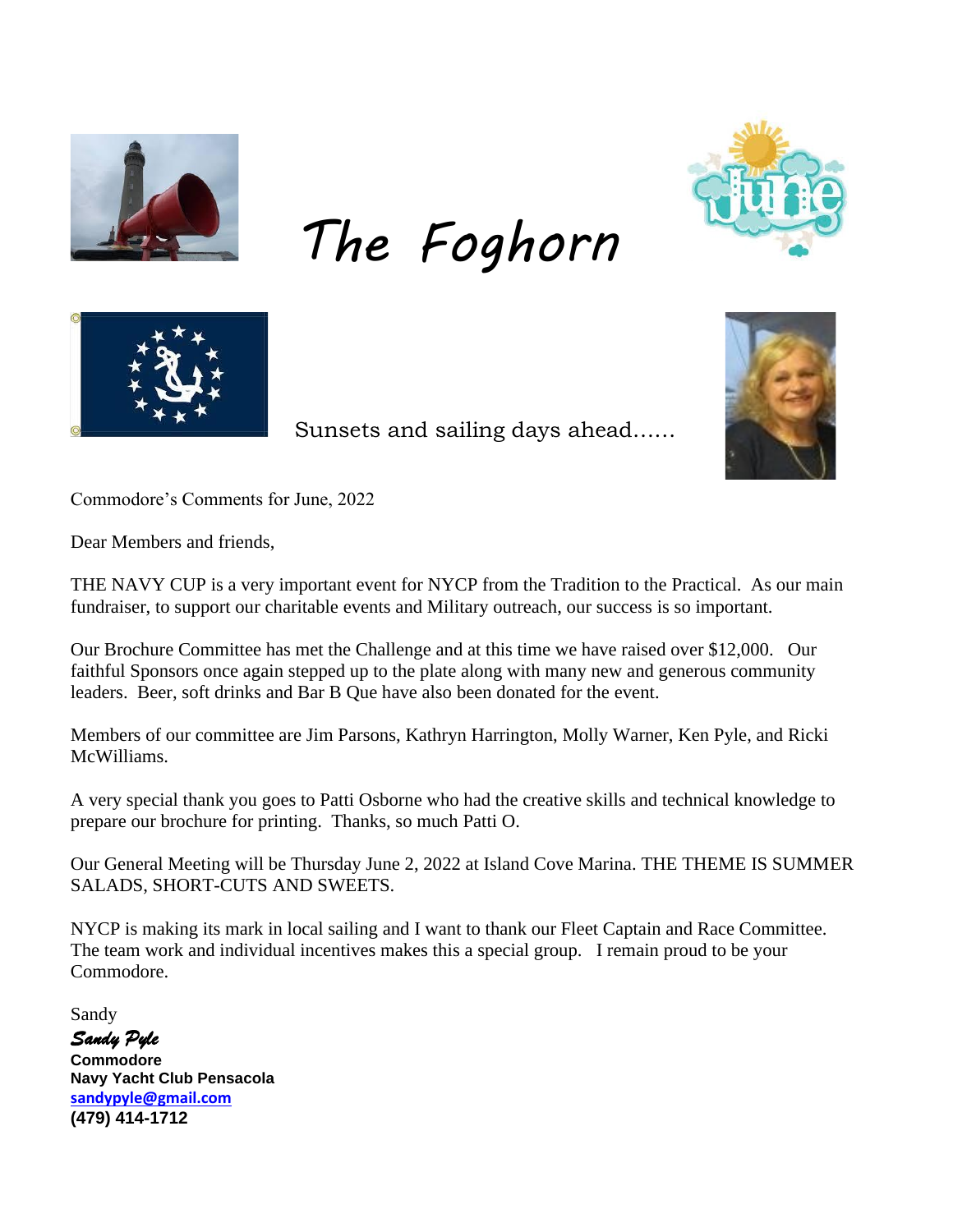# The Foghorn

Sunsets and sailing days ahead……

Commodore's Comments for June, 2022

Dear Members and friends,

THE NAVY CUP is a very important event for NYCP from the Tradition to the Practical. As our main fundraiser, to support our charitable events and Military outreach, our success is so important.

Our Brochure Committee has met the Challenge and at this time we have raised over $12,000. Our faithful Sponsors once again stepped up to the plate along with many new and generous community leaders. Beer, soft drinks and Bar B Que have also been donated for the event.

Members of our committee are Jim Parsons, Kathryn Harrington, Molly Warner, Ken Pyle, and Ricki McWilliams.

A very special thank you goes to Patti Osborne who had the creative skills and technical knowledge to prepare our brochure for printing. Thanks, so much Patti O.

Our General Meeting will be Thursday June 2, 2022 at Island Cove Marina. THE THEME IS SUMMER SALADS, SHORT-CUTS AND SWEETS.

NYCP is making its mark in local sailing and I want to thank our Fleet Captain and Race Committee. The team work and individual incentives makes this a special group. I remain proud to be your Commodore.

Sandy

***Sandy Pyle***
**Commodore**
**Navy Yacht Club Pensacola**
**sandypyle@gmail.com**
**(479) 414-1712**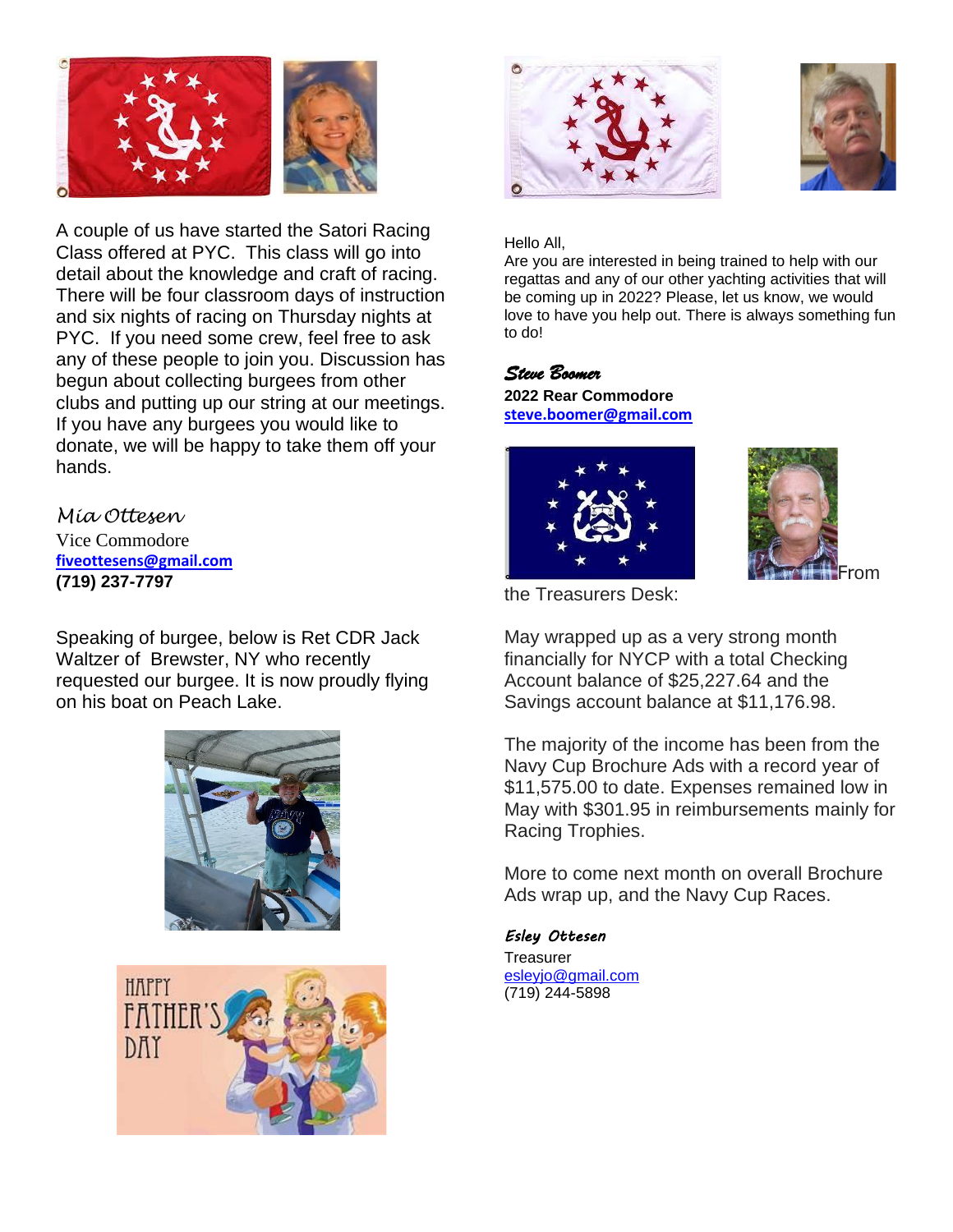A couple of us have started the Satori Racing Class offered at PYC. This class will go into detail about the knowledge and craft of racing. There will be four classroom days of instruction and six nights of racing on Thursday nights at PYC. If you need some crew, feel free to ask any of these people to join you. Discussion has begun about collecting burgees from other clubs and putting up our string at our meetings. If you have any burgees you would like to donate, we will be happy to take them off your hands.

*Mia Ottesen*
Vice Commodore
**fiveottesens@gmail.com**
**(719) 237-7797**

Speaking of burgee, below is Ret CDR Jack Waltzer of Brewster, NY who recently requested our burgee. It is now proudly flying on his boat on Peach Lake.

Hello All,
Are you are interested in being trained to help with our regattas and any of our other yachting activities that will be coming up in 2022? Please, let us know, we would love to have you help out. There is always something fun to do!

***Steve Boomer***
**2022 Rear Commodore**
**steve.boomer@gmail.com**

From the Treasurers Desk:

May wrapped up as a very strong month financially for NYCP with a total Checking Account balance of $25,227.64 and the Savings account balance at $11,176.98.

The majority of the income has been from the Navy Cup Brochure Ads with a record year of $11,575.00 to date. Expenses remained low in May with $301.95 in reimbursements mainly for Racing Trophies.

More to come next month on overall Brochure Ads wrap up, and the Navy Cup Races.

***Esley Ottesen***
Treasurer
esleyjo@gmail.com
(719) 244-5898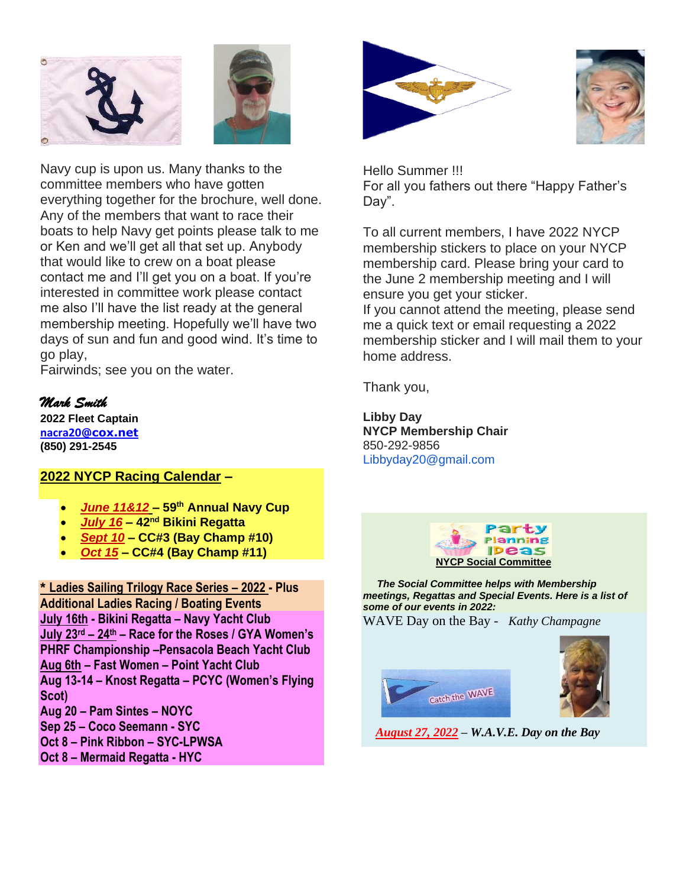Navy cup is upon us. Many thanks to the committee members who have gotten everything together for the brochure, well done. Any of the members that want to race their boats to help Navy get points please talk to me or Ken and we'll get all that set up. Anybody that would like to crew on a boat please contact me and I'll get you on a boat. If you're interested in committee work please contact me also I'll have the list ready at the general membership meeting. Hopefully we'll have two days of sun and fun and good wind. It's time to go play,
Fairwinds; see you on the water.

*Mark Smith*
**2022 Fleet Captain**
**nacra20@cox.net**
**(850) 291-2545**

## 2022 NYCP Racing Calendar –

- ***June 11&12*** **– 59th Annual Navy Cup**
- ***July 16*** **– 42nd Bikini Regatta**
- ***Sept 10*** **– CC#3 (Bay Champ #10)**
- ***Oct 15*** **– CC#4 (Bay Champ #11)**

**\* Ladies Sailing Trilogy Race Series – 2022 - Plus Additional Ladies Racing / Boating Events**

**July 16th - Bikini Regatta – Navy Yacht Club**
**July 23rd – 24th – Race for the Roses / GYA Women's PHRF Championship –Pensacola Beach Yacht Club**
**Aug 6th – Fast Women – Point Yacht Club**
**Aug 13-14 – Knost Regatta – PCYC (Women's Flying Scot)**
**Aug 20 – Pam Sintes – NOYC**
**Sep 25 – Coco Seemann - SYC**
**Oct 8 – Pink Ribbon – SYC-LPWSA**
**Oct 8 – Mermaid Regatta - HYC**

Hello Summer !!!
For all you fathers out there "Happy Father's Day".

To all current members, I have 2022 NYCP membership stickers to place on your NYCP membership card. Please bring your card to the June 2 membership meeting and I will ensure you get your sticker.
If you cannot attend the meeting, please send me a quick text or email requesting a 2022 membership sticker and I will mail them to your home address.

Thank you,

**Libby Day**
**NYCP Membership Chair**
850-292-9856
Libbyday20@gmail.com

**Party Planning Ideas**
**NYCP Social Committee**

***The Social Committee helps with Membership meetings, Regattas and Special Events. Here is a list of some of our events in 2022:***

WAVE Day on the Bay - *Kathy Champagne*

Catch the WAVE

***August 27, 2022*** ***– W.A.V.E. Day on the Bay***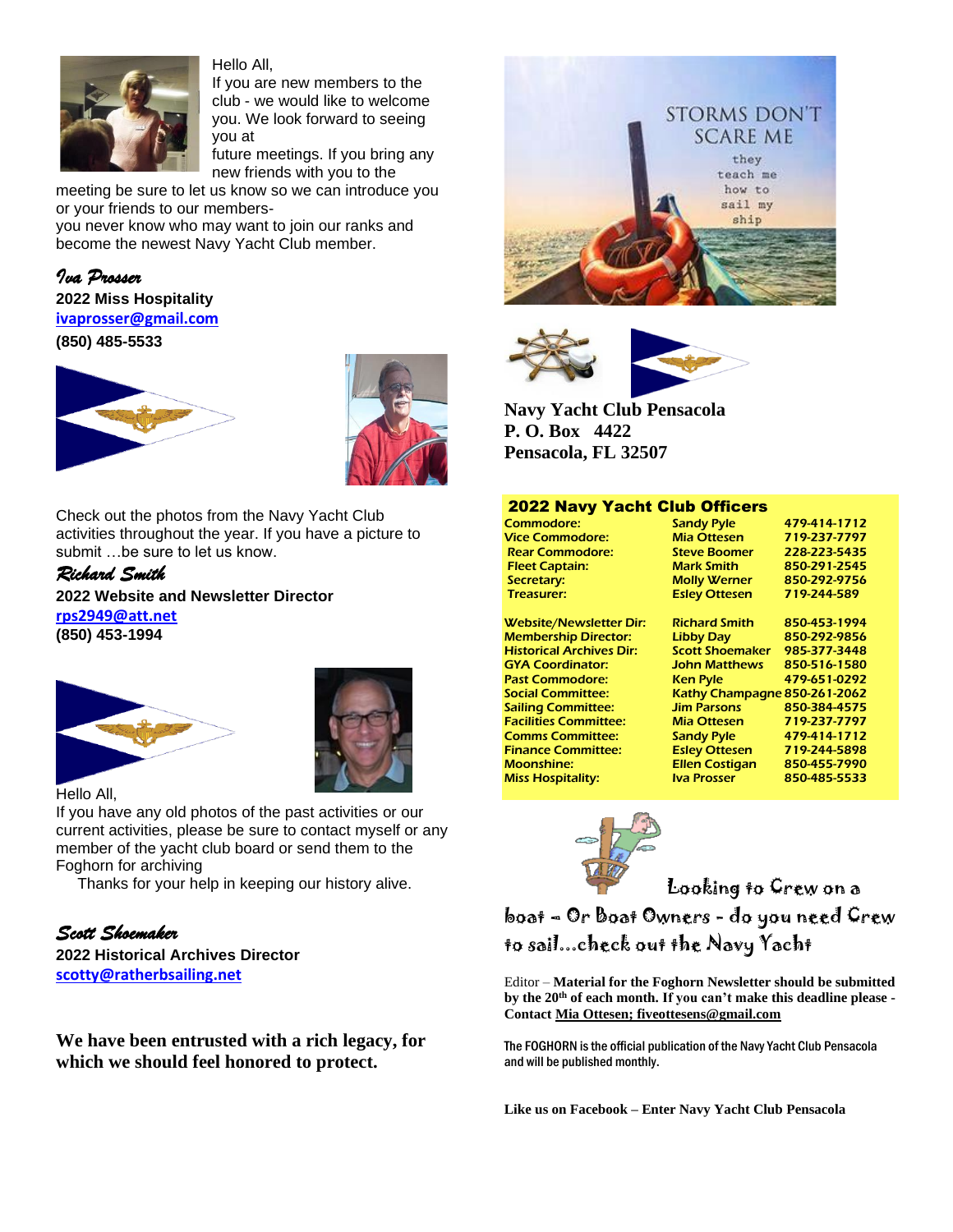Hello All,
If you are new members to the club - we would like to welcome you. We look forward to seeing you at future meetings. If you bring any new friends with you to the meeting be sure to let us know so we can introduce you or your friends to our members-
you never know who may want to join our ranks and become the newest Navy Yacht Club member.

*Iva Prosser*
**2022 Miss Hospitality**
ivaprosser@gmail.com
**(850) 485-5533**

Check out the photos from the Navy Yacht Club activities throughout the year. If you have a picture to submit …be sure to let us know.

*Richard Smith*
**2022 Website and Newsletter Director**
rps2949@att.net
**(850) 453-1994**

Hello All,
If you have any old photos of the past activities or our current activities, please be sure to contact myself or any member of the yacht club board or send them to the Foghorn for archiving
Thanks for your help in keeping our history alive.

*Scott Shoemaker*
**2022 Historical Archives Director**
scotty@ratherbsailing.net

**We have been entrusted with a rich legacy, for which we should feel honored to protect.**

STORMS DON'T SCARE ME
they teach me how to sail my ship

**Navy Yacht Club Pensacola**
**P. O. Box 4422**
**Pensacola, FL 32507**

## 2022 Navy Yacht Club Officers

| | | |
|---|---|---|
| Commodore: | Sandy Pyle | 479-414-1712 |
| Vice Commodore: | Mia Ottesen | 719-237-7797 |
| Rear Commodore: | Steve Boomer | 228-223-5435 |
| Fleet Captain: | Mark Smith | 850-291-2545 |
| Secretary: | Molly Werner | 850-292-9756 |
| Treasurer: | Esley Ottesen | 719-244-589 |
| Website/Newsletter Dir: | Richard Smith | 850-453-1994 |
| Membership Director: | Libby Day | 850-292-9856 |
| Historical Archives Dir: | Scott Shoemaker | 985-377-3448 |
| GYA Coordinator: | John Matthews | 850-516-1580 |
| Past Commodore: | Ken Pyle | 479-651-0292 |
| Social Committee: | Kathy Champagne | 850-261-2062 |
| Sailing Committee: | Jim Parsons | 850-384-4575 |
| Facilities Committee: | Mia Ottesen | 719-237-7797 |
| Comms Committee: | Sandy Pyle | 479-414-1712 |
| Finance Committee: | Esley Ottesen | 719-244-5898 |
| Moonshine: | Ellen Costigan | 850-455-7990 |
| Miss Hospitality: | Iva Prosser | 850-485-5533 |

Looking to Crew on a boat – Or Boat Owners - do you need Crew to sail…check out the Navy Yacht

Editor – **Material for the Foghorn Newsletter should be submitted by the 20th of each month. If you can't make this deadline please - Contact Mia Ottesen; fiveottesens@gmail.com**

The FOGHORN is the official publication of the Navy Yacht Club Pensacola and will be published monthly.

**Like us on Facebook – Enter Navy Yacht Club Pensacola**